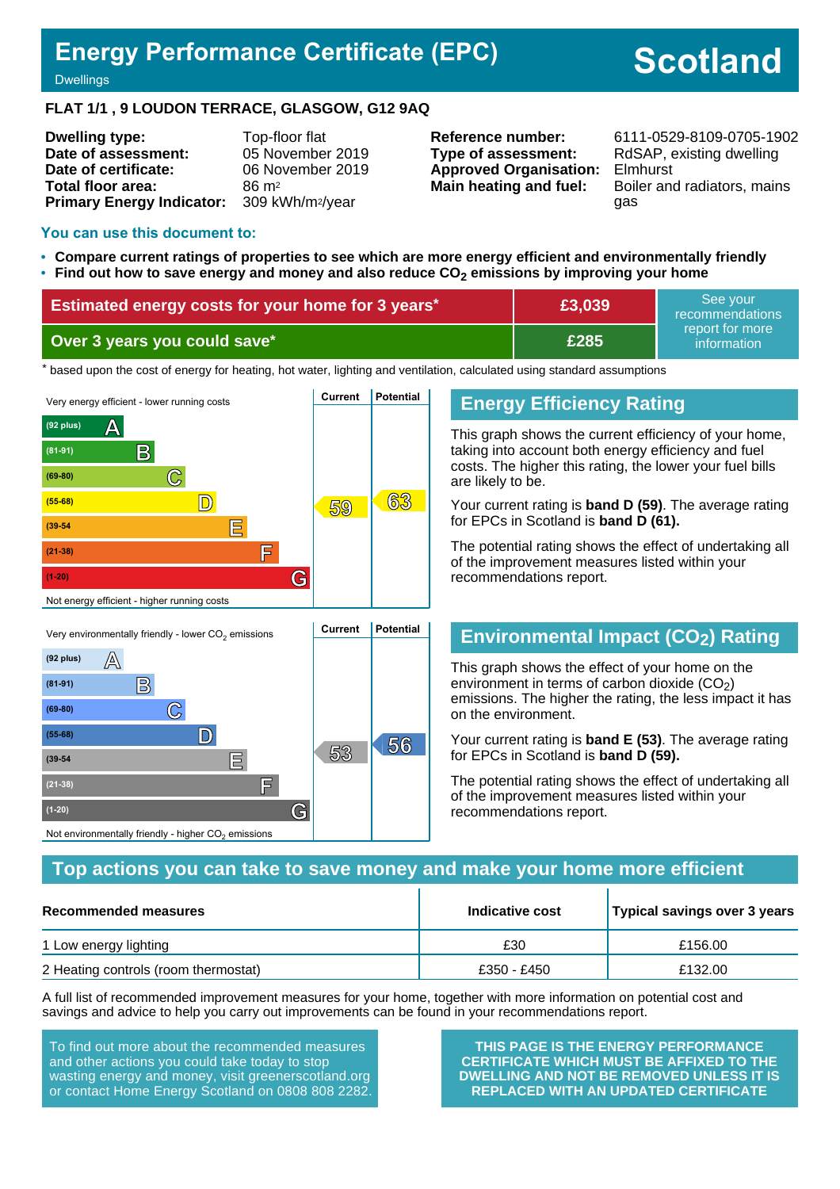# Energy Performance Certificate (EPC)

Dwellings

**Scotland**

**FLAT 1/1 , 9 LOUDON TERRACE, GLASGOW, G12 9AQ**

| | |
|---|---|
| **Dwelling type:** | Top-floor flat |
| **Date of assessment:** | 05 November 2019 |
| **Date of certificate:** | 06 November 2019 |
| **Total floor area:** | 86 m² |
| **Primary Energy Indicator:** | 309 kWh/m²/year |

| | |
|---|---|
| **Reference number:** | 6111-0529-8109-0705-1902 |
| **Type of assessment:** | RdSAP, existing dwelling |
| **Approved Organisation:** | Elmhurst |
| **Main heating and fuel:** | Boiler and radiators, mains gas |

## You can use this document to:

- **Compare current ratings of properties to see which are more energy efficient and environmentally friendly**
- **Find out how to save energy and money and also reduce $CO_2$ emissions by improving your home**

| | | |
|---|---|---|
| **Estimated energy costs for your home for 3 years*** | **£3,039** | See your recommendations report for more information |
| **Over 3 years you could save*** | **£285** | |

\* based upon the cost of energy for heating, hot water, lighting and ventilation, calculated using standard assumptions

| Very energy efficient - lower running costs | Current | Potential |
|---|---|---|
| (92 plus) A | | |
| (81-91) B | | |
| (69-80) C | | |
| (55-68) D | 59 | 63 |
| (39-54) E | | |
| (21-38) F | | |
| (1-20) G | | |
| Not energy efficient - higher running costs | | |

## Energy Efficiency Rating

This graph shows the current efficiency of your home, taking into account both energy efficiency and fuel costs. The higher this rating, the lower your fuel bills are likely to be.

Your current rating is **band D (59)**. The average rating for EPCs in Scotland is **band D (61).**

The potential rating shows the effect of undertaking all of the improvement measures listed within your recommendations report.

| Very environmentally friendly - lower $CO_2$ emissions | Current | Potential |
|---|---|---|
| (92 plus) A | | |
| (81-91) B | | |
| (69-80) C | | |
| (55-68) D | | 56 |
| (39-54) E | 53 | |
| (21-38) F | | |
| (1-20) G | | |
| Not environmentally friendly - higher $CO_2$ emissions | | |

## Environmental Impact ($CO_2$) Rating

This graph shows the effect of your home on the environment in terms of carbon dioxide ($CO_2$) emissions. The higher the rating, the less impact it has on the environment.

Your current rating is **band E (53)**. The average rating for EPCs in Scotland is **band D (59).**

The potential rating shows the effect of undertaking all of the improvement measures listed within your recommendations report.

## Top actions you can take to save money and make your home more efficient

| Recommended measures | Indicative cost | Typical savings over 3 years |
|---|---|---|
| 1 Low energy lighting | £30 | £156.00 |
| 2 Heating controls (room thermostat) | £350 - £450 | £132.00 |

A full list of recommended improvement measures for your home, together with more information on potential cost and savings and advice to help you carry out improvements can be found in your recommendations report.

To find out more about the recommended measures and other actions you could take today to stop wasting energy and money, visit greenerscotland.org or contact Home Energy Scotland on 0808 808 2282.

**THIS PAGE IS THE ENERGY PERFORMANCE CERTIFICATE WHICH MUST BE AFFIXED TO THE DWELLING AND NOT BE REMOVED UNLESS IT IS REPLACED WITH AN UPDATED CERTIFICATE**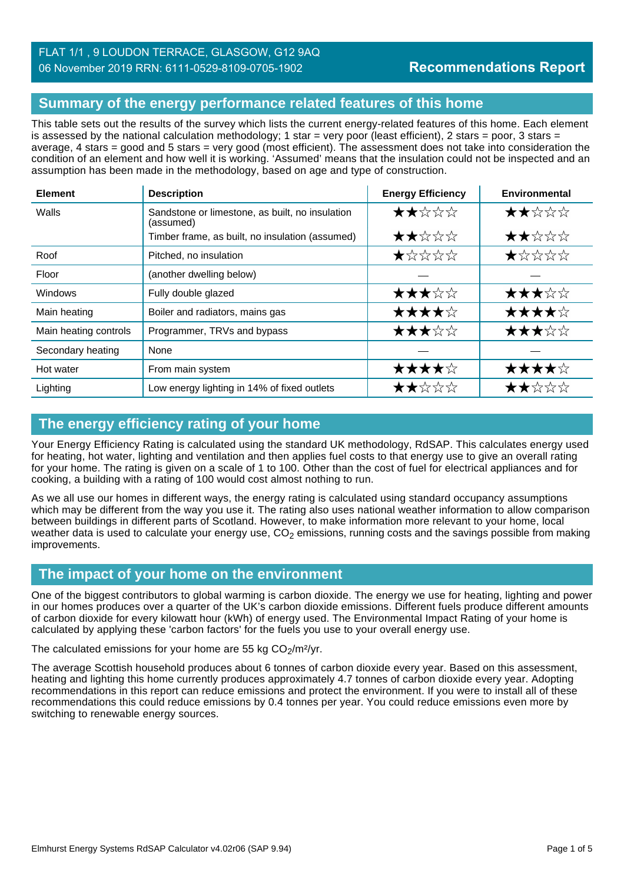FLAT 1/1 , 9 LOUDON TERRACE, GLASGOW, G12 9AQ
06 November 2019 RRN: 6111-0529-8109-0705-1902

**Recommendations Report**

## Summary of the energy performance related features of this home

This table sets out the results of the survey which lists the current energy-related features of this home. Each element is assessed by the national calculation methodology; 1 star = very poor (least efficient), 2 stars = poor, 3 stars = average, 4 stars = good and 5 stars = very good (most efficient). The assessment does not take into consideration the condition of an element and how well it is working. 'Assumed' means that the insulation could not be inspected and an assumption has been made in the methodology, based on age and type of construction.

| Element | Description | Energy Efficiency | Environmental |
|---|---|---|---|
| Walls | Sandstone or limestone, as built, no insulation (assumed) | ★★☆☆☆ | ★★☆☆☆ |
| | Timber frame, as built, no insulation (assumed) | ★★☆☆☆ | ★★☆☆☆ |
| Roof | Pitched, no insulation | ★☆☆☆☆ | ★☆☆☆☆ |
| Floor | (another dwelling below) | — | — |
| Windows | Fully double glazed | ★★★☆☆ | ★★★☆☆ |
| Main heating | Boiler and radiators, mains gas | ★★★★☆ | ★★★★☆ |
| Main heating controls | Programmer, TRVs and bypass | ★★★☆☆ | ★★★☆☆ |
| Secondary heating | None | — | — |
| Hot water | From main system | ★★★★☆ | ★★★★☆ |
| Lighting | Low energy lighting in 14% of fixed outlets | ★★☆☆☆ | ★★☆☆☆ |

## The energy efficiency rating of your home

Your Energy Efficiency Rating is calculated using the standard UK methodology, RdSAP. This calculates energy used for heating, hot water, lighting and ventilation and then applies fuel costs to that energy use to give an overall rating for your home. The rating is given on a scale of 1 to 100. Other than the cost of fuel for electrical appliances and for cooking, a building with a rating of 100 would cost almost nothing to run.

As we all use our homes in different ways, the energy rating is calculated using standard occupancy assumptions which may be different from the way you use it. The rating also uses national weather information to allow comparison between buildings in different parts of Scotland. However, to make information more relevant to your home, local weather data is used to calculate your energy use, $CO_2$ emissions, running costs and the savings possible from making improvements.

## The impact of your home on the environment

One of the biggest contributors to global warming is carbon dioxide. The energy we use for heating, lighting and power in our homes produces over a quarter of the UK's carbon dioxide emissions. Different fuels produce different amounts of carbon dioxide for every kilowatt hour (kWh) of energy used. The Environmental Impact Rating of your home is calculated by applying these 'carbon factors' for the fuels you use to your overall energy use.

The calculated emissions for your home are 55 kg $CO_2/m^2/yr$.

The average Scottish household produces about 6 tonnes of carbon dioxide every year. Based on this assessment, heating and lighting this home currently produces approximately 4.7 tonnes of carbon dioxide every year. Adopting recommendations in this report can reduce emissions and protect the environment. If you were to install all of these recommendations this could reduce emissions by 0.4 tonnes per year. You could reduce emissions even more by switching to renewable energy sources.

Elmhurst Energy Systems RdSAP Calculator v4.02r06 (SAP 9.94)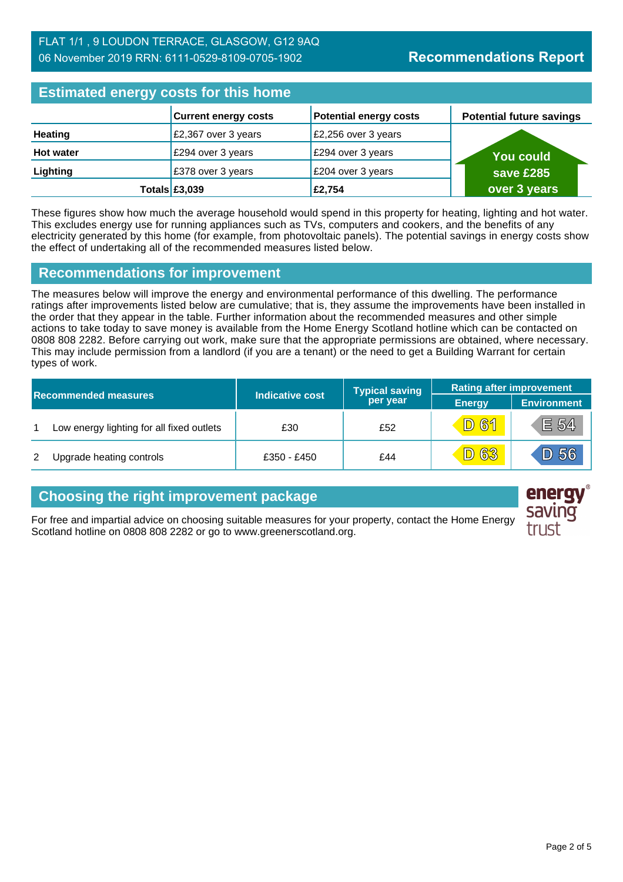FLAT 1/1 , 9 LOUDON TERRACE, GLASGOW, G12 9AQ
06 November 2019 RRN: 6111-0529-8109-0705-1902

**Recommendations Report**

## Estimated energy costs for this home

| | Current energy costs | Potential energy costs | Potential future savings |
|---|---|---|---|
| **Heating** | £2,367 over 3 years | £2,256 over 3 years | You could save £285 over 3 years |
| **Hot water** | £294 over 3 years | £294 over 3 years | |
| **Lighting** | £378 over 3 years | £204 over 3 years | |
| **Totals** | **£3,039** | **£2,754** | |

These figures show how much the average household would spend in this property for heating, lighting and hot water. This excludes energy use for running appliances such as TVs, computers and cookers, and the benefits of any electricity generated by this home (for example, from photovoltaic panels). The potential savings in energy costs show the effect of undertaking all of the recommended measures listed below.

## Recommendations for improvement

The measures below will improve the energy and environmental performance of this dwelling. The performance ratings after improvements listed below are cumulative; that is, they assume the improvements have been installed in the order that they appear in the table. Further information about the recommended measures and other simple actions to take today to save money is available from the Home Energy Scotland hotline which can be contacted on 0808 808 2282. Before carrying out work, make sure that the appropriate permissions are obtained, where necessary. This may include permission from a landlord (if you are a tenant) or the need to get a Building Warrant for certain types of work.

| Recommended measures | | Indicative cost | Typical saving per year | Rating after improvement | |
|---|---|---|---|---|---|
| | | | | Energy | Environment |
| 1 | Low energy lighting for all fixed outlets | £30 | £52 | D 61 | E 54 |
| 2 | Upgrade heating controls | £350 - £450 | £44 | D 63 | D 56 |

## Choosing the right improvement package

For free and impartial advice on choosing suitable measures for your property, contact the Home Energy Scotland hotline on 0808 808 2282 or go to www.greenerscotland.org.

energy saving trust®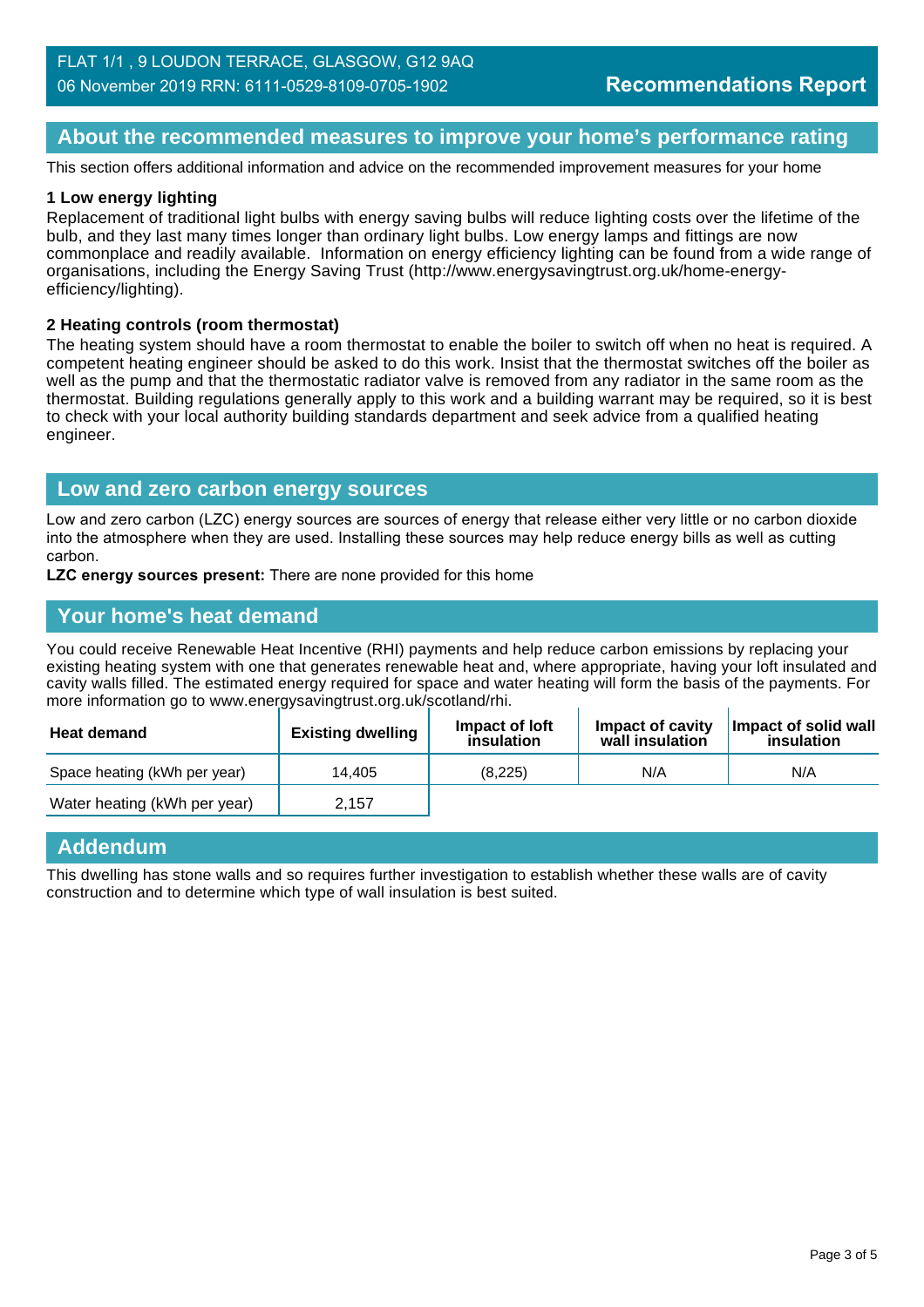FLAT 1/1 , 9 LOUDON TERRACE, GLASGOW, G12 9AQ
06 November 2019 RRN: 6111-0529-8109-0705-1902

**Recommendations Report**

## About the recommended measures to improve your home's performance rating

This section offers additional information and advice on the recommended improvement measures for your home

**1 Low energy lighting**
Replacement of traditional light bulbs with energy saving bulbs will reduce lighting costs over the lifetime of the bulb, and they last many times longer than ordinary light bulbs. Low energy lamps and fittings are now commonplace and readily available. Information on energy efficiency lighting can be found from a wide range of organisations, including the Energy Saving Trust (http://www.energysavingtrust.org.uk/home-energy-efficiency/lighting).

**2 Heating controls (room thermostat)**
The heating system should have a room thermostat to enable the boiler to switch off when no heat is required. A competent heating engineer should be asked to do this work. Insist that the thermostat switches off the boiler as well as the pump and that the thermostatic radiator valve is removed from any radiator in the same room as the thermostat. Building regulations generally apply to this work and a building warrant may be required, so it is best to check with your local authority building standards department and seek advice from a qualified heating engineer.

## Low and zero carbon energy sources

Low and zero carbon (LZC) energy sources are sources of energy that release either very little or no carbon dioxide into the atmosphere when they are used. Installing these sources may help reduce energy bills as well as cutting carbon.

**LZC energy sources present:** There are none provided for this home

## Your home's heat demand

You could receive Renewable Heat Incentive (RHI) payments and help reduce carbon emissions by replacing your existing heating system with one that generates renewable heat and, where appropriate, having your loft insulated and cavity walls filled. The estimated energy required for space and water heating will form the basis of the payments. For more information go to www.energysavingtrust.org.uk/scotland/rhi.

| Heat demand | Existing dwelling | Impact of loft insulation | Impact of cavity wall insulation | Impact of solid wall insulation |
|---|---|---|---|---|
| Space heating (kWh per year) | 14,405 | (8,225) | N/A | N/A |
| Water heating (kWh per year) | 2,157 | | | |

## Addendum

This dwelling has stone walls and so requires further investigation to establish whether these walls are of cavity construction and to determine which type of wall insulation is best suited.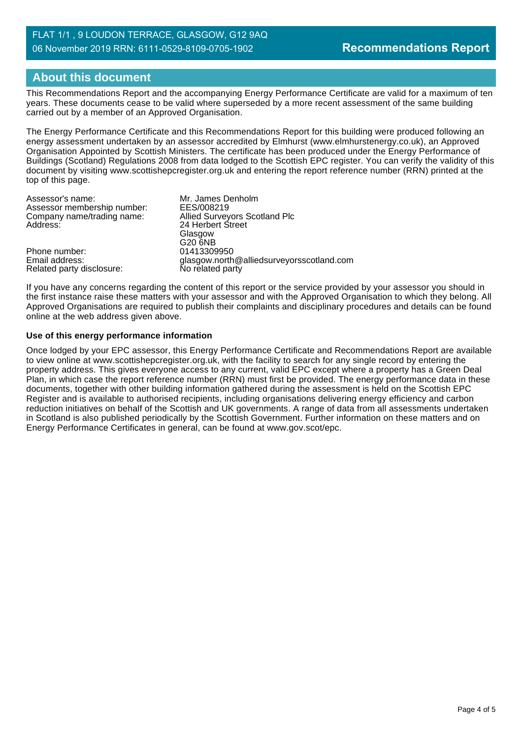## About this document

This Recommendations Report and the accompanying Energy Performance Certificate are valid for a maximum of ten years. These documents cease to be valid where superseded by a more recent assessment of the same building carried out by a member of an Approved Organisation.

The Energy Performance Certificate and this Recommendations Report for this building were produced following an energy assessment undertaken by an assessor accredited by Elmhurst (www.elmhurstenergy.co.uk), an Approved Organisation Appointed by Scottish Ministers. The certificate has been produced under the Energy Performance of Buildings (Scotland) Regulations 2008 from data lodged to the Scottish EPC register. You can verify the validity of this document by visiting www.scottishepcregister.org.uk and entering the report reference number (RRN) printed at the top of this page.

| | |
|---|---|
| Assessor's name: | Mr. James Denholm |
| Assessor membership number: | EES/008219 |
| Company name/trading name: | Allied Surveyors Scotland Plc |
| Address: | 24 Herbert Street<br>Glasgow<br>G20 6NB |
| Phone number: | 01413309950 |
| Email address: | glasgow.north@alliedsurveyorsscotland.com |
| Related party disclosure: | No related party |

If you have any concerns regarding the content of this report or the service provided by your assessor you should in the first instance raise these matters with your assessor and with the Approved Organisation to which they belong. All Approved Organisations are required to publish their complaints and disciplinary procedures and details can be found online at the web address given above.

### Use of this energy performance information

Once lodged by your EPC assessor, this Energy Performance Certificate and Recommendations Report are available to view online at www.scottishepcregister.org.uk, with the facility to search for any single record by entering the property address. This gives everyone access to any current, valid EPC except where a property has a Green Deal Plan, in which case the report reference number (RRN) must first be provided. The energy performance data in these documents, together with other building information gathered during the assessment is held on the Scottish EPC Register and is available to authorised recipients, including organisations delivering energy efficiency and carbon reduction initiatives on behalf of the Scottish and UK governments. A range of data from all assessments undertaken in Scotland is also published periodically by the Scottish Government. Further information on these matters and on Energy Performance Certificates in general, can be found at www.gov.scot/epc.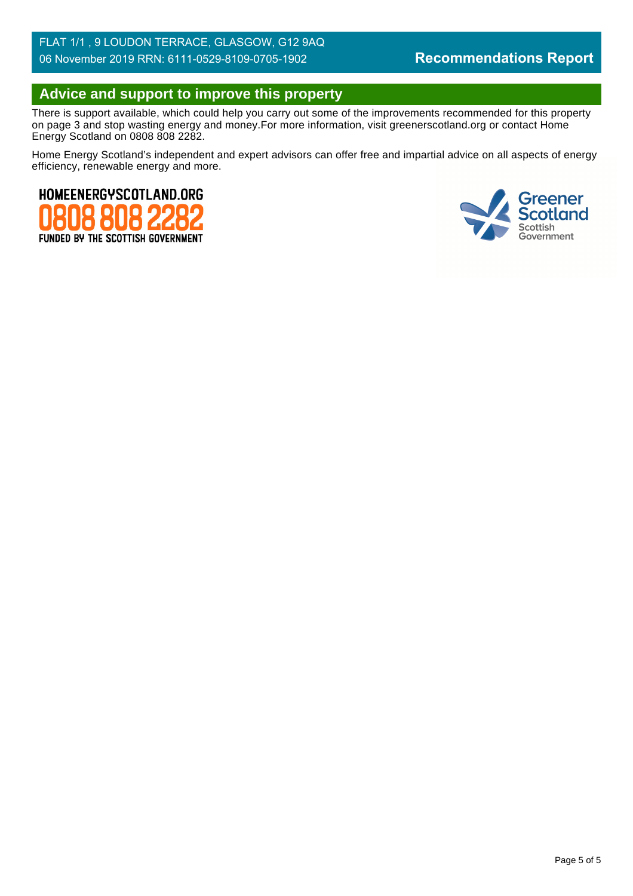## Advice and support to improve this property

There is support available, which could help you carry out some of the improvements recommended for this property on page 3 and stop wasting energy and money.For more information, visit greenerscotland.org or contact Home Energy Scotland on 0808 808 2282.

Home Energy Scotland's independent and expert advisors can offer free and impartial advice on all aspects of energy efficiency, renewable energy and more.

HOMEENERGYSCOTLAND.ORG
0808 808 2282
FUNDED BY THE SCOTTISH GOVERNMENT

Greener Scotland
Scottish Government